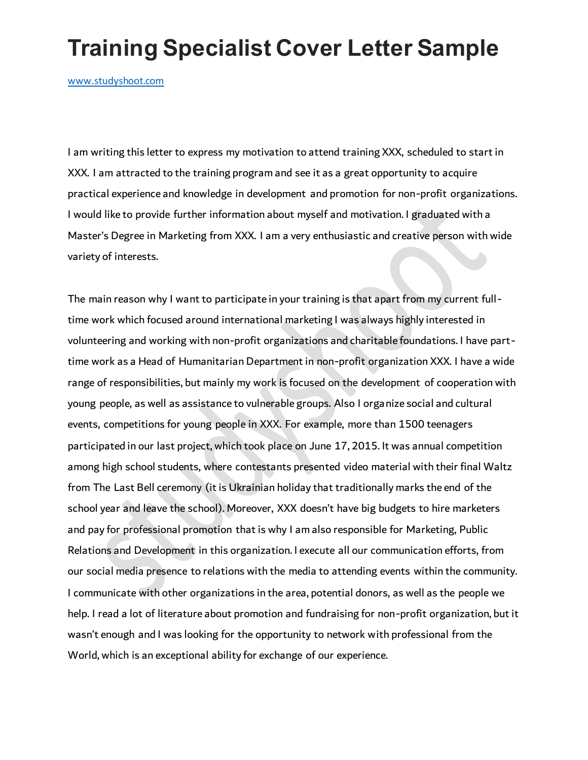# Training Specialist Cover Letter Sample

www.studyshoot.com

I am writing this letter to express my motivation to attend training XXX, scheduled to start in XXX. I am attracted to the training program and see it as a great opportunity to acquire practical experience and knowledge in development and promotion for non-profit organizations. I would like to provide further information about myself and motivation. I graduated with a Master's Degree in Marketing from XXX. I am a very enthusiastic and creative person with wide variety of interests.

The main reason why I want to participate in your training is that apart from my current full-time work which focused around international marketing I was always highly interested in volunteering and working with non-profit organizations and charitable foundations. I have part-time work as a Head of Humanitarian Department in non-profit organization XXX. I have a wide range of responsibilities, but mainly my work is focused on the development of cooperation with young people, as well as assistance to vulnerable groups. Also I organize social and cultural events, competitions for young people in XXX. For example, more than 1500 teenagers participated in our last project, which took place on June 17, 2015. It was annual competition among high school students, where contestants presented video material with their final Waltz from The Last Bell ceremony (it is Ukrainian holiday that traditionally marks the end of the school year and leave the school). Moreover, XXX doesn't have big budgets to hire marketers and pay for professional promotion that is why I am also responsible for Marketing, Public Relations and Development in this organization. I execute all our communication efforts, from our social media presence to relations with the media to attending events within the community. I communicate with other organizations in the area, potential donors, as well as the people we help. I read a lot of literature about promotion and fundraising for non-profit organization, but it wasn't enough and I was looking for the opportunity to network with professional from the World, which is an exceptional ability for exchange of our experience.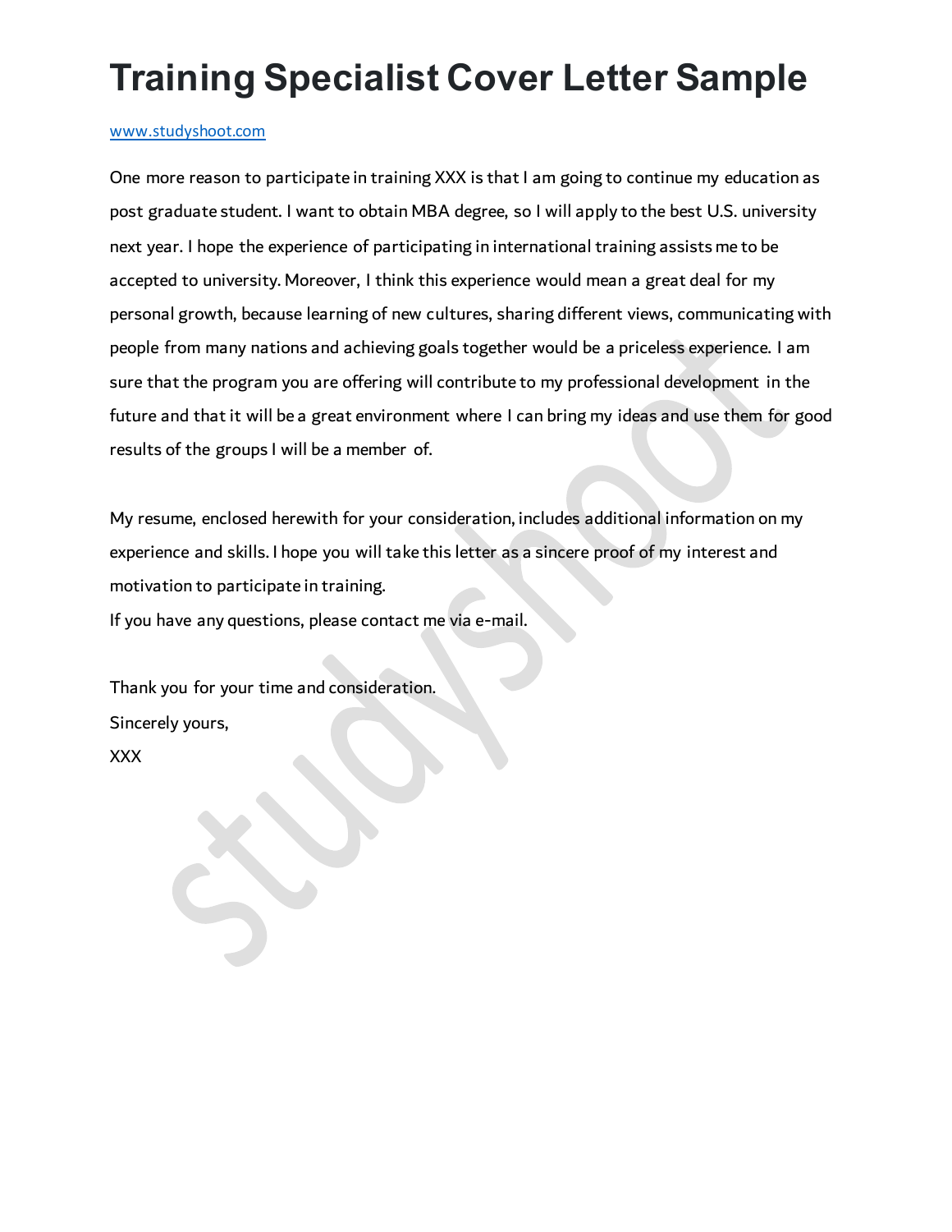# Training Specialist Cover Letter Sample

www.studyshoot.com

One more reason to participate in training XXX is that I am going to continue my education as post graduate student. I want to obtain MBA degree, so I will apply to the best U.S. university next year. I hope the experience of participating in international training assists me to be accepted to university. Moreover, I think this experience would mean a great deal for my personal growth, because learning of new cultures, sharing different views, communicating with people from many nations and achieving goals together would be a priceless experience. I am sure that the program you are offering will contribute to my professional development in the future and that it will be a great environment where I can bring my ideas and use them for good results of the groups I will be a member of.

My resume, enclosed herewith for your consideration, includes additional information on my experience and skills. I hope you will take this letter as a sincere proof of my interest and motivation to participate in training.
If you have any questions, please contact me via e-mail.

Thank you for your time and consideration.
Sincerely yours,
XXX